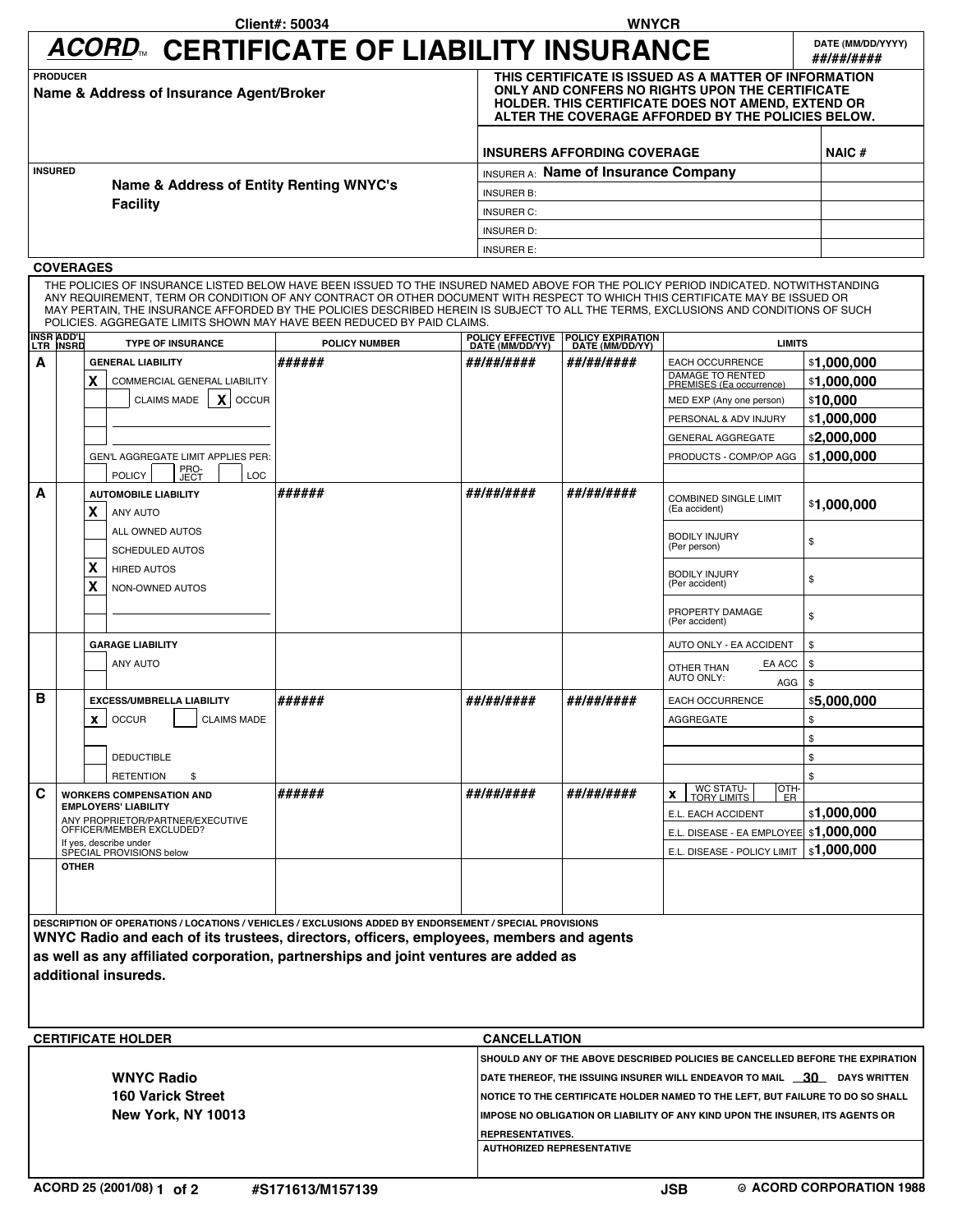Client#: 50034 WNYCR

# ACORD™ CERTIFICATE OF LIABILITY INSURANCE

**DATE (MM/DD/YYYY):** ##/##/####

**PRODUCER**
**Name & Address of Insurance Agent/Broker**

**THIS CERTIFICATE IS ISSUED AS A MATTER OF INFORMATION ONLY AND CONFERS NO RIGHTS UPON THE CERTIFICATE HOLDER. THIS CERTIFICATE DOES NOT AMEND, EXTEND OR ALTER THE COVERAGE AFFORDED BY THE POLICIES BELOW.**

**INSURED**
**Name & Address of Entity Renting WNYC's Facility**

| INSURERS AFFORDING COVERAGE | NAIC # |
|---|---|
| INSURER A: **Name of Insurance Company** | |
| INSURER B: | |
| INSURER C: | |
| INSURER D: | |
| INSURER E: | |

## COVERAGES

THE POLICIES OF INSURANCE LISTED BELOW HAVE BEEN ISSUED TO THE INSURED NAMED ABOVE FOR THE POLICY PERIOD INDICATED. NOTWITHSTANDING ANY REQUIREMENT, TERM OR CONDITION OF ANY CONTRACT OR OTHER DOCUMENT WITH RESPECT TO WHICH THIS CERTIFICATE MAY BE ISSUED OR MAY PERTAIN, THE INSURANCE AFFORDED BY THE POLICIES DESCRIBED HEREIN IS SUBJECT TO ALL THE TERMS, EXCLUSIONS AND CONDITIONS OF SUCH POLICIES. AGGREGATE LIMITS SHOWN MAY HAVE BEEN REDUCED BY PAID CLAIMS.

| INSR LTR | ADD'L INSRD | TYPE OF INSURANCE | POLICY NUMBER | POLICY EFFECTIVE DATE (MM/DD/YY) | POLICY EXPIRATION DATE (MM/DD/YY) | LIMITS | |
|---|---|---|---|---|---|---|---|
| A | | **GENERAL LIABILITY** | ###### | ##/##/#### | ##/##/#### | EACH OCCURRENCE | $1,000,000 |
| | | X COMMERCIAL GENERAL LIABILITY | | | | DAMAGE TO RENTED PREMISES (Ea occurrence) | $1,000,000 |
| | | CLAIMS MADE / X OCCUR | | | | MED EXP (Any one person) | $10,000 |
| | | | | | | PERSONAL & ADV INJURY | $1,000,000 |
| | | | | | | GENERAL AGGREGATE | $2,000,000 |
| | | GEN'L AGGREGATE LIMIT APPLIES PER: | | | | PRODUCTS - COMP/OP AGG | $1,000,000 |
| | | POLICY / PRO-JECT / LOC | | | | | |
| A | | **AUTOMOBILE LIABILITY** | ###### | ##/##/#### | ##/##/#### | COMBINED SINGLE LIMIT (Ea accident) | $1,000,000 |
| | | X ANY AUTO | | | | | |
| | | ALL OWNED AUTOS | | | | BODILY INJURY (Per person) | $ |
| | | SCHEDULED AUTOS | | | | | |
| | | X HIRED AUTOS | | | | BODILY INJURY (Per accident) | $ |
| | | X NON-OWNED AUTOS | | | | | |
| | | | | | | PROPERTY DAMAGE (Per accident) | $ |
| | | **GARAGE LIABILITY** | | | | AUTO ONLY - EA ACCIDENT | $ |
| | | ANY AUTO | | | | OTHER THAN AUTO ONLY: EA ACC | $ |
| | | | | | | AGG | $ |
| B | | **EXCESS/UMBRELLA LIABILITY** | ###### | ##/##/#### | ##/##/#### | EACH OCCURRENCE | $5,000,000 |
| | | x OCCUR / CLAIMS MADE | | | | AGGREGATE | $ |
| | | | | | | | $ |
| | | DEDUCTIBLE | | | | | $ |
| | | RETENTION $ | | | | | $ |
| C | | **WORKERS COMPENSATION AND EMPLOYERS' LIABILITY** | ###### | ##/##/#### | ##/##/#### | x WC STATU-TORY LIMITS / OTH-ER | |
| | | ANY PROPRIETOR/PARTNER/EXECUTIVE OFFICER/MEMBER EXCLUDED? | | | | E.L. EACH ACCIDENT | $1,000,000 |
| | | If yes, describe under SPECIAL PROVISIONS below | | | | E.L. DISEASE - EA EMPLOYEE | $1,000,000 |
| | | | | | | E.L. DISEASE - POLICY LIMIT | $1,000,000 |
| | | **OTHER** | | | | | |

**DESCRIPTION OF OPERATIONS / LOCATIONS / VEHICLES / EXCLUSIONS ADDED BY ENDORSEMENT / SPECIAL PROVISIONS**

**WNYC Radio and each of its trustees, directors, officers, employees, members and agents as well as any affiliated corporation, partnerships and joint ventures are added as additional insureds.**

**CERTIFICATE HOLDER**

**WNYC Radio**
**160 Varick Street**
**New York, NY 10013**

**CANCELLATION**

SHOULD ANY OF THE ABOVE DESCRIBED POLICIES BE CANCELLED BEFORE THE EXPIRATION DATE THEREOF, THE ISSUING INSURER WILL ENDEAVOR TO MAIL **30** DAYS WRITTEN NOTICE TO THE CERTIFICATE HOLDER NAMED TO THE LEFT, BUT FAILURE TO DO SO SHALL IMPOSE NO OBLIGATION OR LIABILITY OF ANY KIND UPON THE INSURER, ITS AGENTS OR REPRESENTATIVES.

AUTHORIZED REPRESENTATIVE

ACORD 25 (2001/08) #S171613/M157139 JSB © ACORD CORPORATION 1988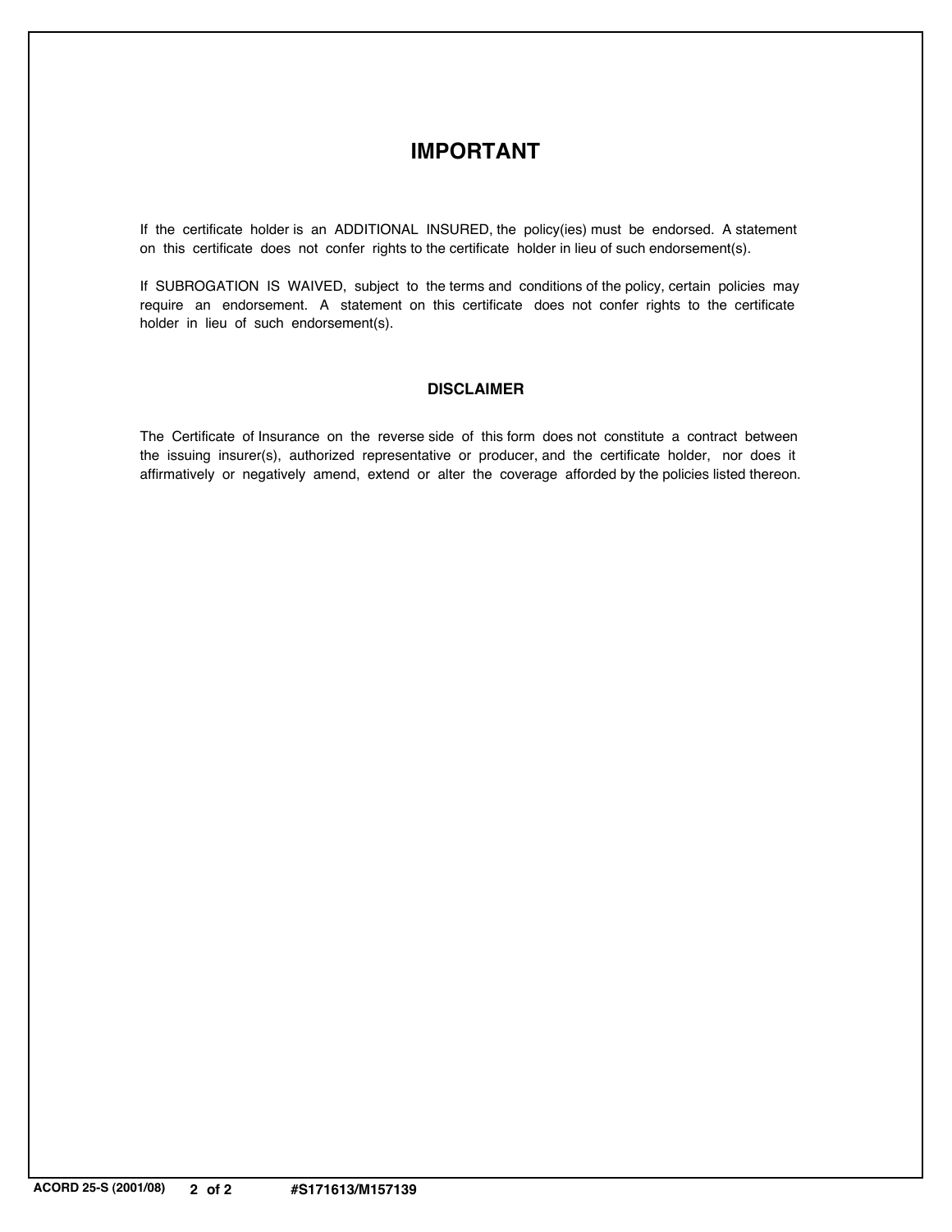# IMPORTANT

If the certificate holder is an ADDITIONAL INSURED, the policy(ies) must be endorsed. A statement on this certificate does not confer rights to the certificate holder in lieu of such endorsement(s).

If SUBROGATION IS WAIVED, subject to the terms and conditions of the policy, certain policies may require an endorsement. A statement on this certificate does not confer rights to the certificate holder in lieu of such endorsement(s).

## DISCLAIMER

The Certificate of Insurance on the reverse side of this form does not constitute a contract between the issuing insurer(s), authorized representative or producer, and the certificate holder, nor does it affirmatively or negatively amend, extend or alter the coverage afforded by the policies listed thereon.

ACORD 25-S (2001/08) #S171613/M157139